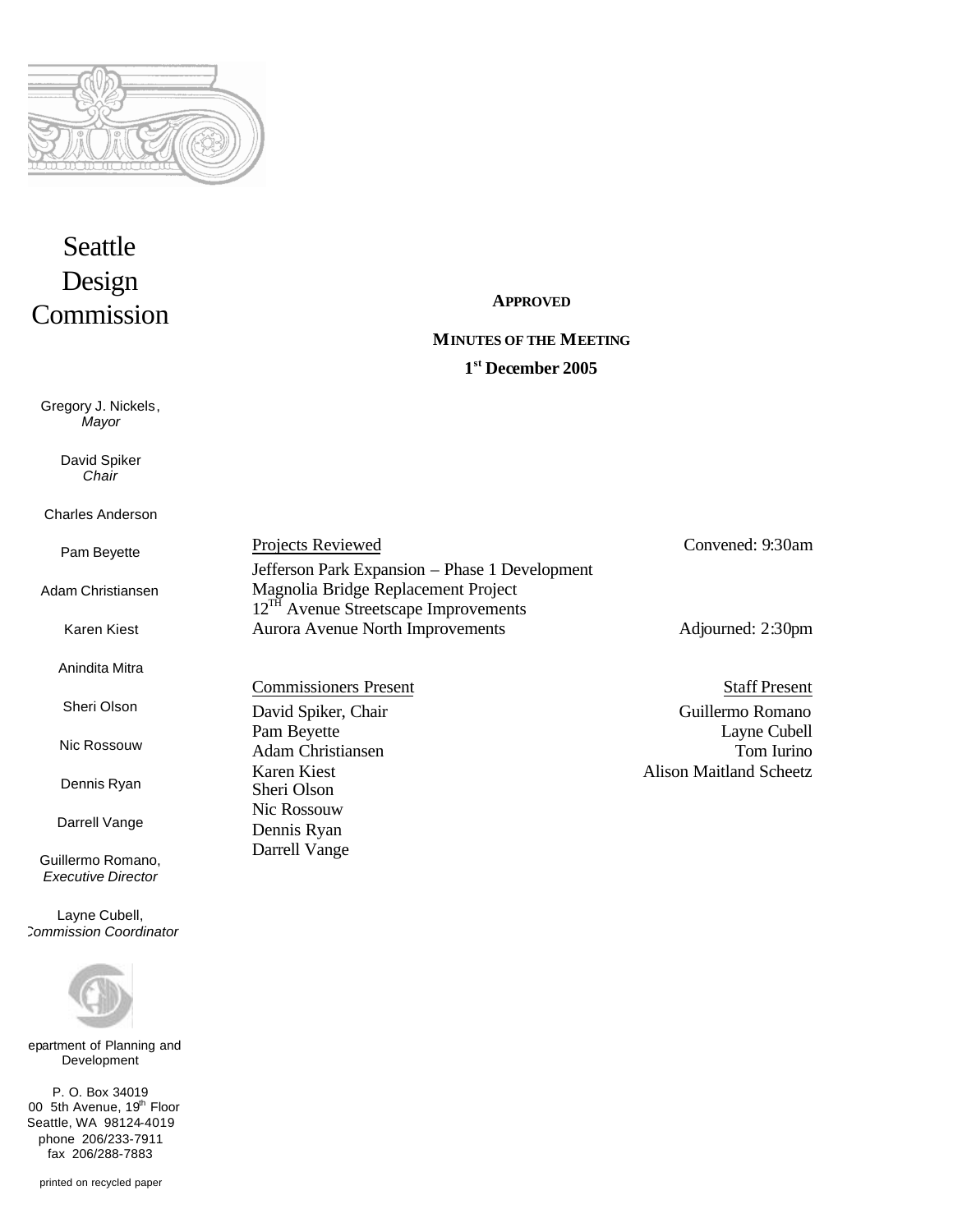# Seattle Design Commission

Gregory J. Nickels, *Mayor*

David Spiker, *Chair*

Charles Anderson

Pam Beyette

Adam Christiansen

Karen Kiest

Anindita Mitra

Sheri Olson

Nic Rossouw

Dennis Ryan

Darrell Vange

Guillermo Romano, *Executive Director*

Layne Cubell, *Commission Coordinator*

Department of Planning and Development

P. O. Box 34019
700 5th Avenue, 19th Floor
Seattle, WA 98124-4019
phone 206/233-7911
fax 206/288-7883

printed on recycled paper

**APPROVED**

**MINUTES OF THE MEETING**

**1st December 2005**

| Projects Reviewed | Convened: 9:30am |
| --- | --- |
| Jefferson Park Expansion – Phase 1 Development | |
| Magnolia Bridge Replacement Project | |
| 12TH Avenue Streetscape Improvements | |
| Aurora Avenue North Improvements | Adjourned: 2:30pm |

| Commissioners Present | Staff Present |
| --- | --- |
| David Spiker, Chair | Guillermo Romano |
| Pam Beyette | Layne Cubell |
| Adam Christiansen | Tom Iurino |
| Karen Kiest | Alison Maitland Scheetz |
| Sheri Olson | |
| Nic Rossouw | |
| Dennis Ryan | |
| Darrell Vange | |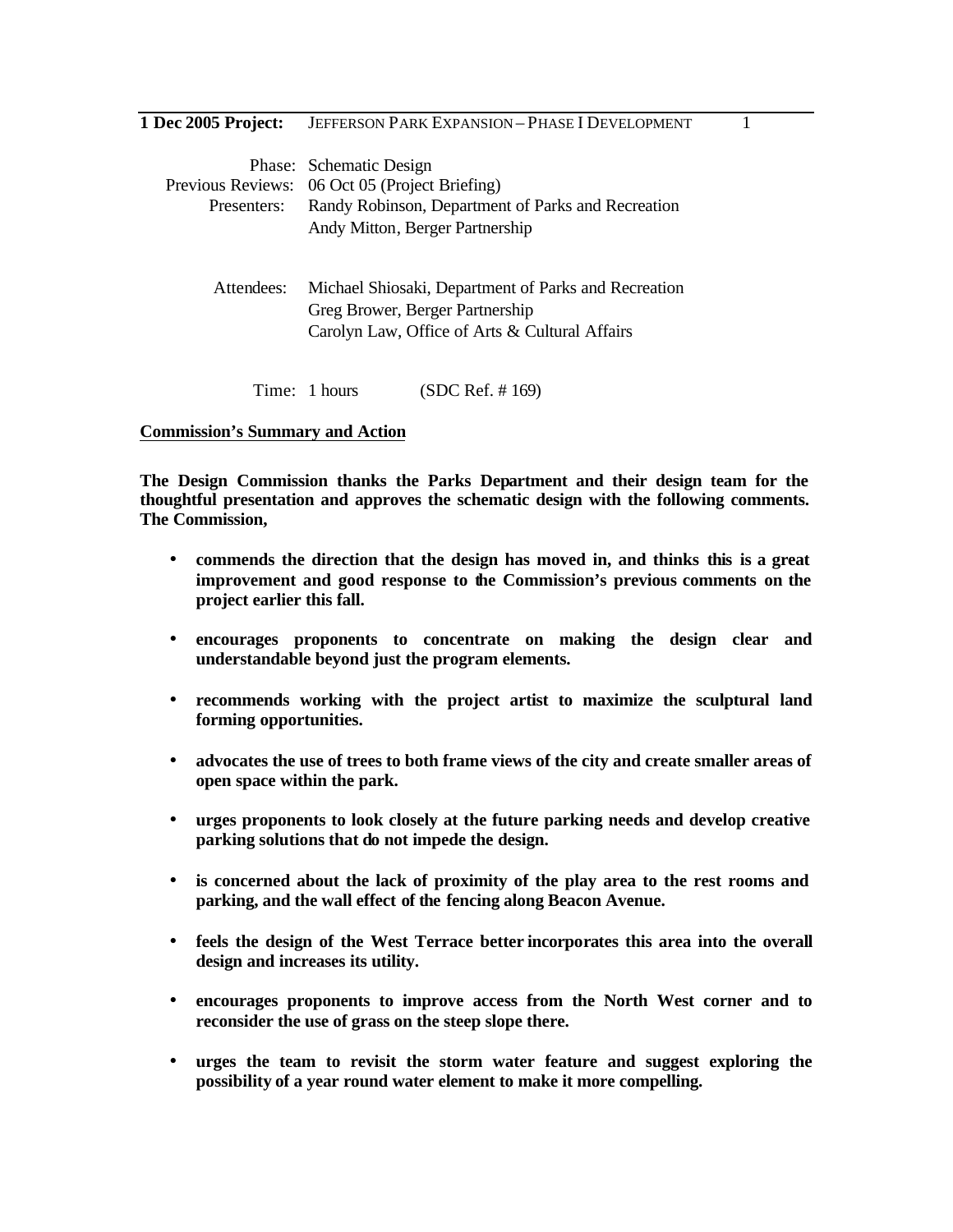**1 Dec 2005 Project:** JEFFERSON PARK EXPANSION – PHASE I DEVELOPMENT

Phase: Schematic Design
Previous Reviews: 06 Oct 05 (Project Briefing)
Presenters: Randy Robinson, Department of Parks and Recreation
Andy Mitton, Berger Partnership

Attendees: Michael Shiosaki, Department of Parks and Recreation
Greg Brower, Berger Partnership
Carolyn Law, Office of Arts & Cultural Affairs

Time: 1 hours (SDC Ref. # 169)

**Commission's Summary and Action**

**The Design Commission thanks the Parks Department and their design team for the thoughtful presentation and approves the schematic design with the following comments. The Commission,**

- **commends the direction that the design has moved in, and thinks this is a great improvement and good response to the Commission's previous comments on the project earlier this fall.**
- **encourages proponents to concentrate on making the design clear and understandable beyond just the program elements.**
- **recommends working with the project artist to maximize the sculptural land forming opportunities.**
- **advocates the use of trees to both frame views of the city and create smaller areas of open space within the park.**
- **urges proponents to look closely at the future parking needs and develop creative parking solutions that do not impede the design.**
- **is concerned about the lack of proximity of the play area to the rest rooms and parking, and the wall effect of the fencing along Beacon Avenue.**
- **feels the design of the West Terrace better incorporates this area into the overall design and increases its utility.**
- **encourages proponents to improve access from the North West corner and to reconsider the use of grass on the steep slope there.**
- **urges the team to revisit the storm water feature and suggest exploring the possibility of a year round water element to make it more compelling.**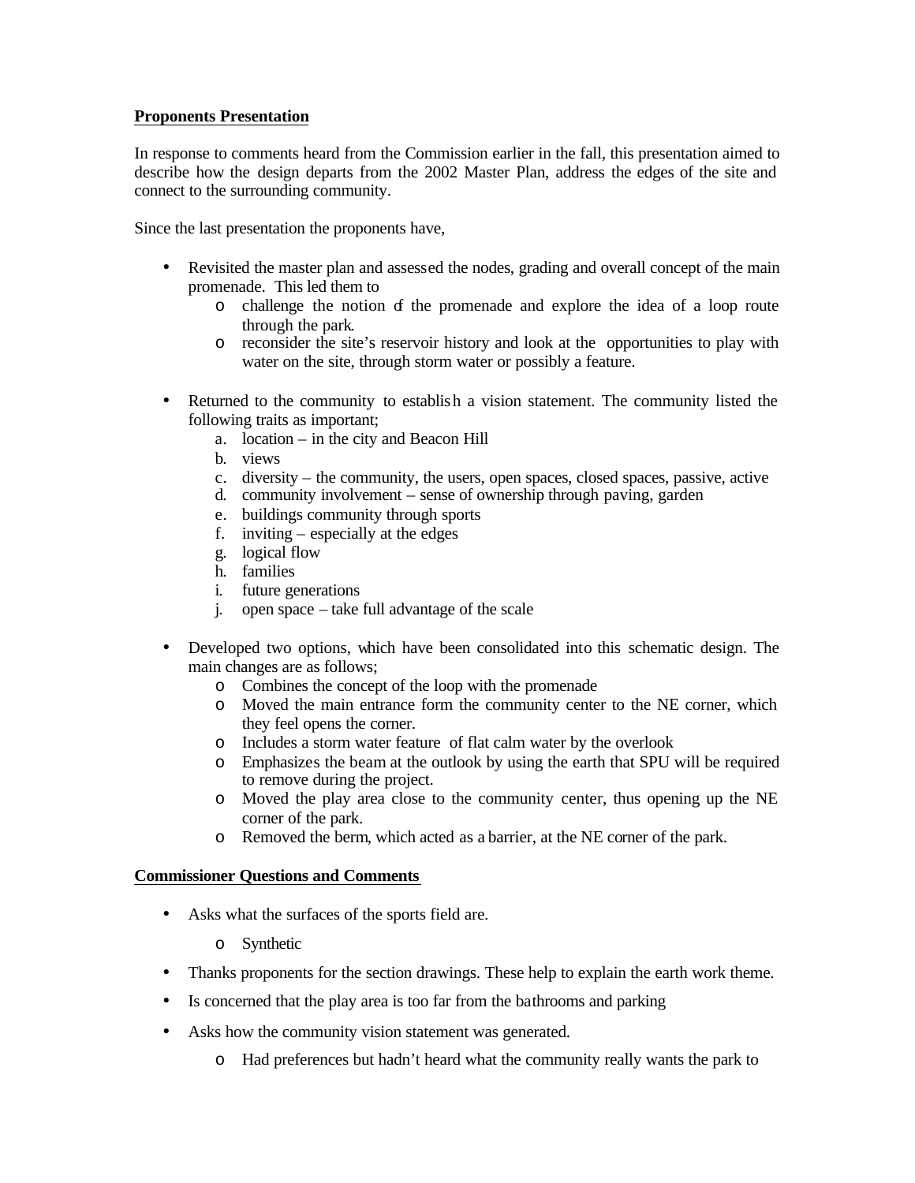**Proponents Presentation**

In response to comments heard from the Commission earlier in the fall, this presentation aimed to describe how the design departs from the 2002 Master Plan, address the edges of the site and connect to the surrounding community.

Since the last presentation the proponents have,

- Revisited the master plan and assessed the nodes, grading and overall concept of the main promenade. This led them to
  - challenge the notion of the promenade and explore the idea of a loop route through the park.
  - reconsider the site's reservoir history and look at the opportunities to play with water on the site, through storm water or possibly a feature.

- Returned to the community to establish a vision statement. The community listed the following traits as important;
  a. location – in the city and Beacon Hill
  b. views
  c. diversity – the community, the users, open spaces, closed spaces, passive, active
  d. community involvement – sense of ownership through paving, garden
  e. buildings community through sports
  f. inviting – especially at the edges
  g. logical flow
  h. families
  i. future generations
  j. open space – take full advantage of the scale

- Developed two options, which have been consolidated into this schematic design. The main changes are as follows;
  - Combines the concept of the loop with the promenade
  - Moved the main entrance form the community center to the NE corner, which they feel opens the corner.
  - Includes a storm water feature of flat calm water by the overlook
  - Emphasizes the beam at the outlook by using the earth that SPU will be required to remove during the project.
  - Moved the play area close to the community center, thus opening up the NE corner of the park.
  - Removed the berm, which acted as a barrier, at the NE corner of the park.

**Commissioner Questions and Comments**

- Asks what the surfaces of the sports field are.
  - Synthetic
- Thanks proponents for the section drawings. These help to explain the earth work theme.
- Is concerned that the play area is too far from the bathrooms and parking
- Asks how the community vision statement was generated.
  - Had preferences but hadn't heard what the community really wants the park to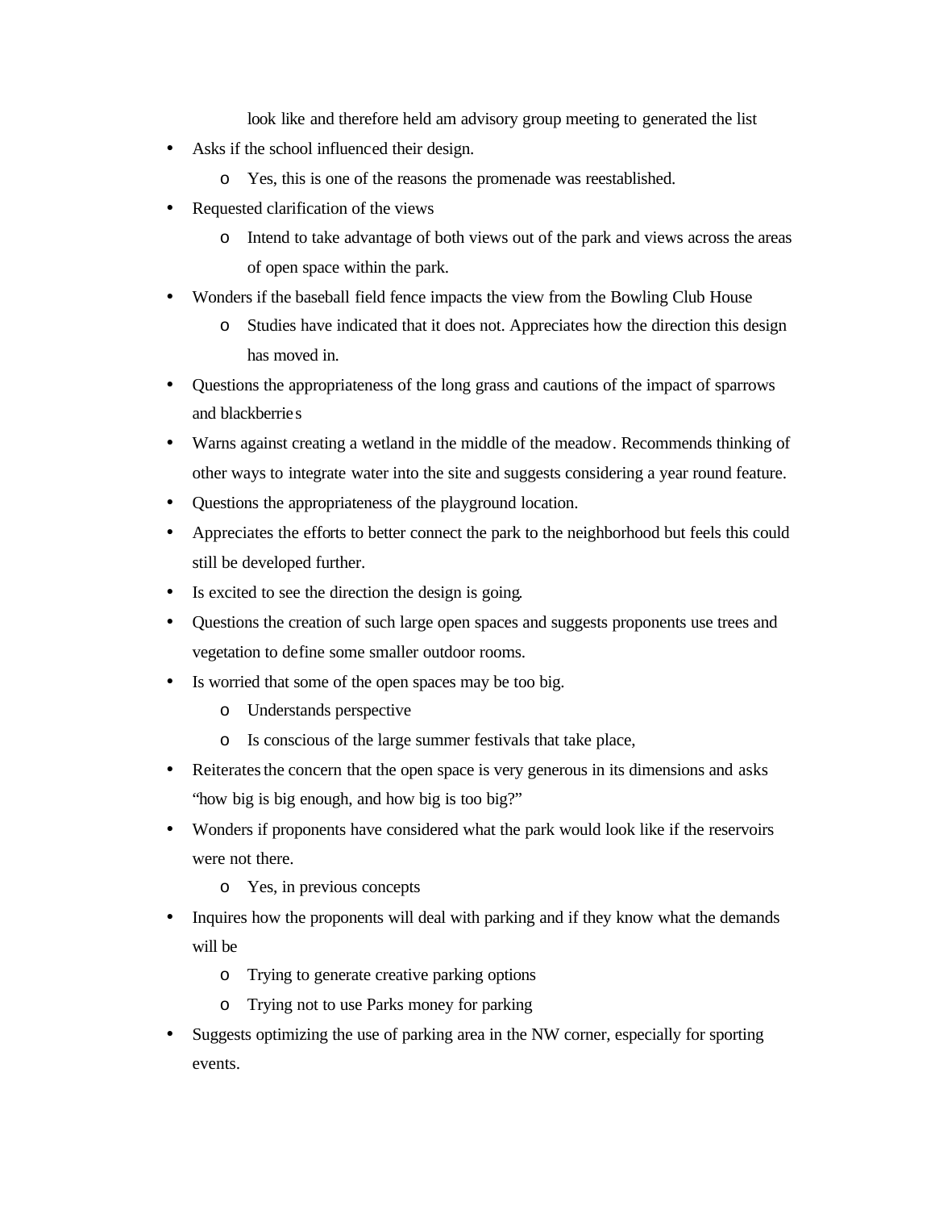look like and therefore held am advisory group meeting to generated the list

- Asks if the school influenced their design.
    - Yes, this is one of the reasons the promenade was reestablished.
- Requested clarification of the views
    - Intend to take advantage of both views out of the park and views across the areas of open space within the park.
- Wonders if the baseball field fence impacts the view from the Bowling Club House
    - Studies have indicated that it does not. Appreciates how the direction this design has moved in.
- Questions the appropriateness of the long grass and cautions of the impact of sparrows and blackberries
- Warns against creating a wetland in the middle of the meadow. Recommends thinking of other ways to integrate water into the site and suggests considering a year round feature.
- Questions the appropriateness of the playground location.
- Appreciates the efforts to better connect the park to the neighborhood but feels this could still be developed further.
- Is excited to see the direction the design is going.
- Questions the creation of such large open spaces and suggests proponents use trees and vegetation to define some smaller outdoor rooms.
- Is worried that some of the open spaces may be too big.
    - Understands perspective
    - Is conscious of the large summer festivals that take place,
- Reiterates the concern that the open space is very generous in its dimensions and asks "how big is big enough, and how big is too big?"
- Wonders if proponents have considered what the park would look like if the reservoirs were not there.
    - Yes, in previous concepts
- Inquires how the proponents will deal with parking and if they know what the demands will be
    - Trying to generate creative parking options
    - Trying not to use Parks money for parking
- Suggests optimizing the use of parking area in the NW corner, especially for sporting events.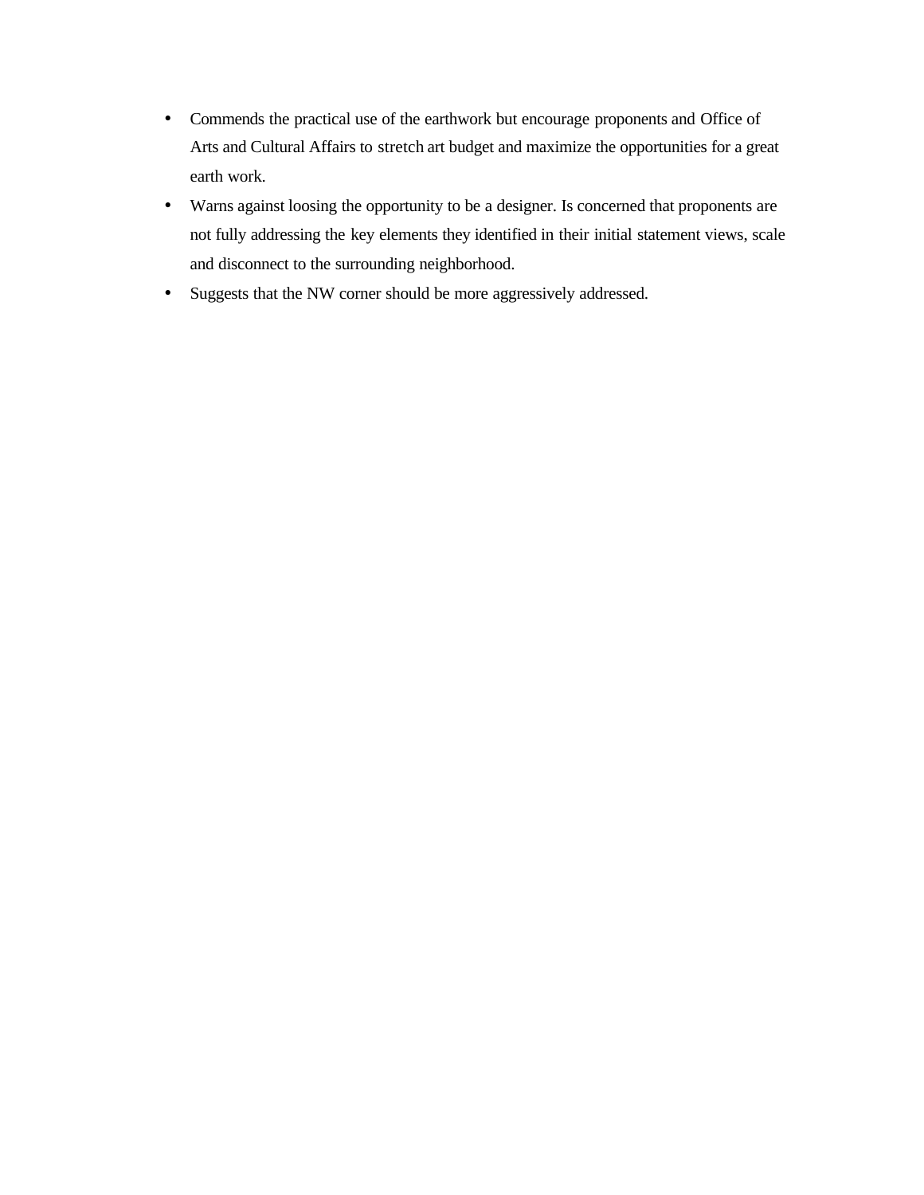- Commends the practical use of the earthwork but encourage proponents and Office of Arts and Cultural Affairs to stretch art budget and maximize the opportunities for a great earth work.
- Warns against loosing the opportunity to be a designer. Is concerned that proponents are not fully addressing the key elements they identified in their initial statement views, scale and disconnect to the surrounding neighborhood.
- Suggests that the NW corner should be more aggressively addressed.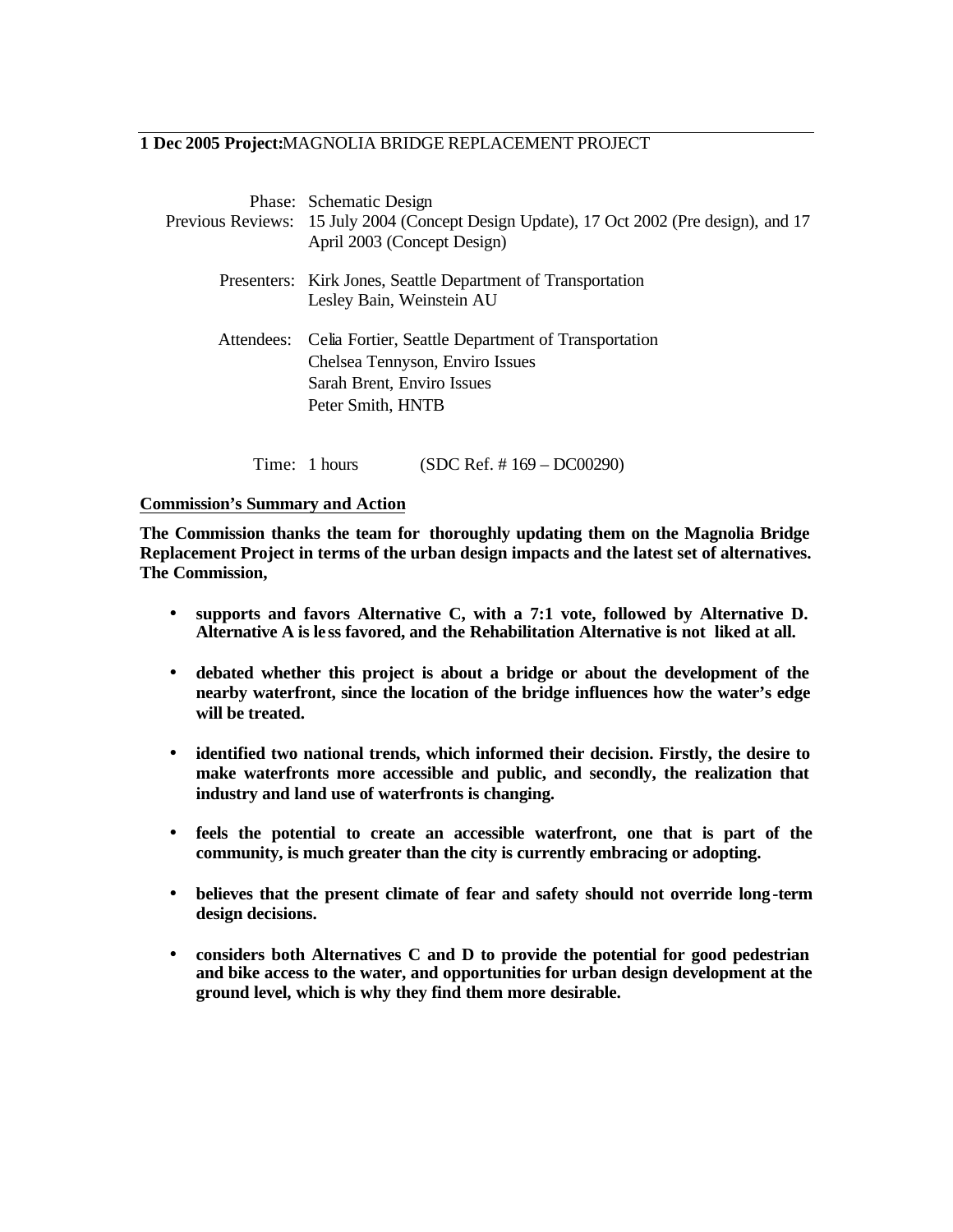**1 Dec 2005 Project:** MAGNOLIA BRIDGE REPLACEMENT PROJECT

Phase: Schematic Design

Previous Reviews: 15 July 2004 (Concept Design Update), 17 Oct 2002 (Pre design), and 17 April 2003 (Concept Design)

Presenters: Kirk Jones, Seattle Department of Transportation
Lesley Bain, Weinstein AU

Attendees: Celia Fortier, Seattle Department of Transportation
Chelsea Tennyson, Enviro Issues
Sarah Brent, Enviro Issues
Peter Smith, HNTB

Time: 1 hours (SDC Ref. # 169 – DC00290)

**Commission's Summary and Action**

**The Commission thanks the team for thoroughly updating them on the Magnolia Bridge Replacement Project in terms of the urban design impacts and the latest set of alternatives. The Commission,**

- **supports and favors Alternative C, with a 7:1 vote, followed by Alternative D. Alternative A is less favored, and the Rehabilitation Alternative is not liked at all.**
- **debated whether this project is about a bridge or about the development of the nearby waterfront, since the location of the bridge influences how the water's edge will be treated.**
- **identified two national trends, which informed their decision. Firstly, the desire to make waterfronts more accessible and public, and secondly, the realization that industry and land use of waterfronts is changing.**
- **feels the potential to create an accessible waterfront, one that is part of the community, is much greater than the city is currently embracing or adopting.**
- **believes that the present climate of fear and safety should not override long-term design decisions.**
- **considers both Alternatives C and D to provide the potential for good pedestrian and bike access to the water, and opportunities for urban design development at the ground level, which is why they find them more desirable.**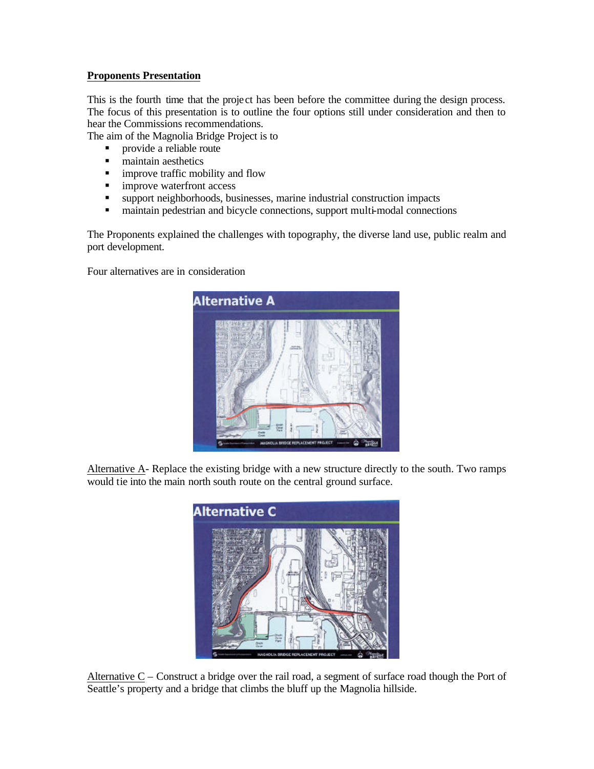**Proponents Presentation**

This is the fourth time that the project has been before the committee during the design process. The focus of this presentation is to outline the four options still under consideration and then to hear the Commissions recommendations.

The aim of the Magnolia Bridge Project is to

- provide a reliable route
- maintain aesthetics
- improve traffic mobility and flow
- improve waterfront access
- support neighborhoods, businesses, marine industrial construction impacts
- maintain pedestrian and bicycle connections, support multi-modal connections

The Proponents explained the challenges with topography, the diverse land use, public realm and port development.

Four alternatives are in consideration

Alternative A- Replace the existing bridge with a new structure directly to the south. Two ramps would tie into the main north south route on the central ground surface.

Alternative C – Construct a bridge over the rail road, a segment of surface road though the Port of Seattle's property and a bridge that climbs the bluff up the Magnolia hillside.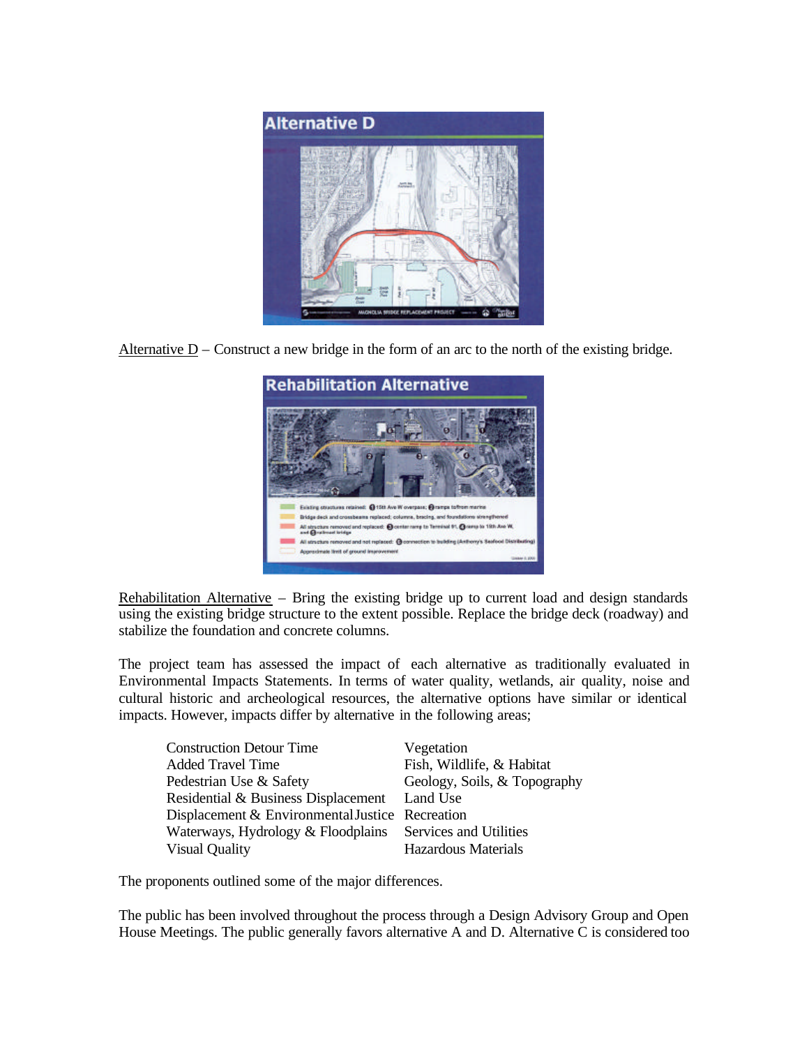Alternative D – Construct a new bridge in the form of an arc to the north of the existing bridge.

Rehabilitation Alternative – Bring the existing bridge up to current load and design standards using the existing bridge structure to the extent possible. Replace the bridge deck (roadway) and stabilize the foundation and concrete columns.

The project team has assessed the impact of each alternative as traditionally evaluated in Environmental Impacts Statements. In terms of water quality, wetlands, air quality, noise and cultural historic and archeological resources, the alternative options have similar or identical impacts. However, impacts differ by alternative in the following areas;

| | |
|---|---|
| Construction Detour Time | Vegetation |
| Added Travel Time | Fish, Wildlife, & Habitat |
| Pedestrian Use & Safety | Geology, Soils, & Topography |
| Residential & Business Displacement | Land Use |
| Displacement & Environmental Justice | Recreation |
| Waterways, Hydrology & Floodplains | Services and Utilities |
| Visual Quality | Hazardous Materials |

The proponents outlined some of the major differences.

The public has been involved throughout the process through a Design Advisory Group and Open House Meetings. The public generally favors alternative A and D. Alternative C is considered too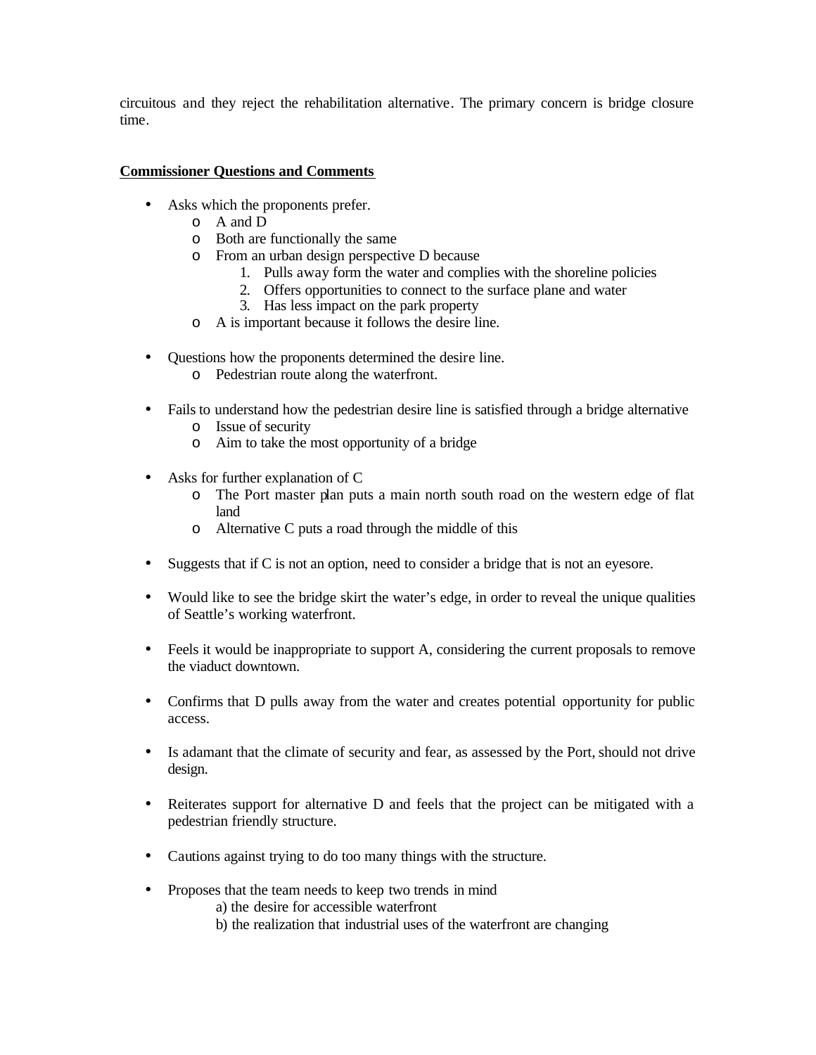circuitous and they reject the rehabilitation alternative. The primary concern is bridge closure time.

**Commissioner Questions and Comments**

- Asks which the proponents prefer.
  - A and D
  - Both are functionally the same
  - From an urban design perspective D because
    1. Pulls away form the water and complies with the shoreline policies
    2. Offers opportunities to connect to the surface plane and water
    3. Has less impact on the park property
  - A is important because it follows the desire line.

- Questions how the proponents determined the desire line.
  - Pedestrian route along the waterfront.

- Fails to understand how the pedestrian desire line is satisfied through a bridge alternative
  - Issue of security
  - Aim to take the most opportunity of a bridge

- Asks for further explanation of C
  - The Port master plan puts a main north south road on the western edge of flat land
  - Alternative C puts a road through the middle of this

- Suggests that if C is not an option, need to consider a bridge that is not an eyesore.

- Would like to see the bridge skirt the water's edge, in order to reveal the unique qualities of Seattle's working waterfront.

- Feels it would be inappropriate to support A, considering the current proposals to remove the viaduct downtown.

- Confirms that D pulls away from the water and creates potential opportunity for public access.

- Is adamant that the climate of security and fear, as assessed by the Port, should not drive design.

- Reiterates support for alternative D and feels that the project can be mitigated with a pedestrian friendly structure.

- Cautions against trying to do too many things with the structure.

- Proposes that the team needs to keep two trends in mind
  - a) the desire for accessible waterfront
  - b) the realization that industrial uses of the waterfront are changing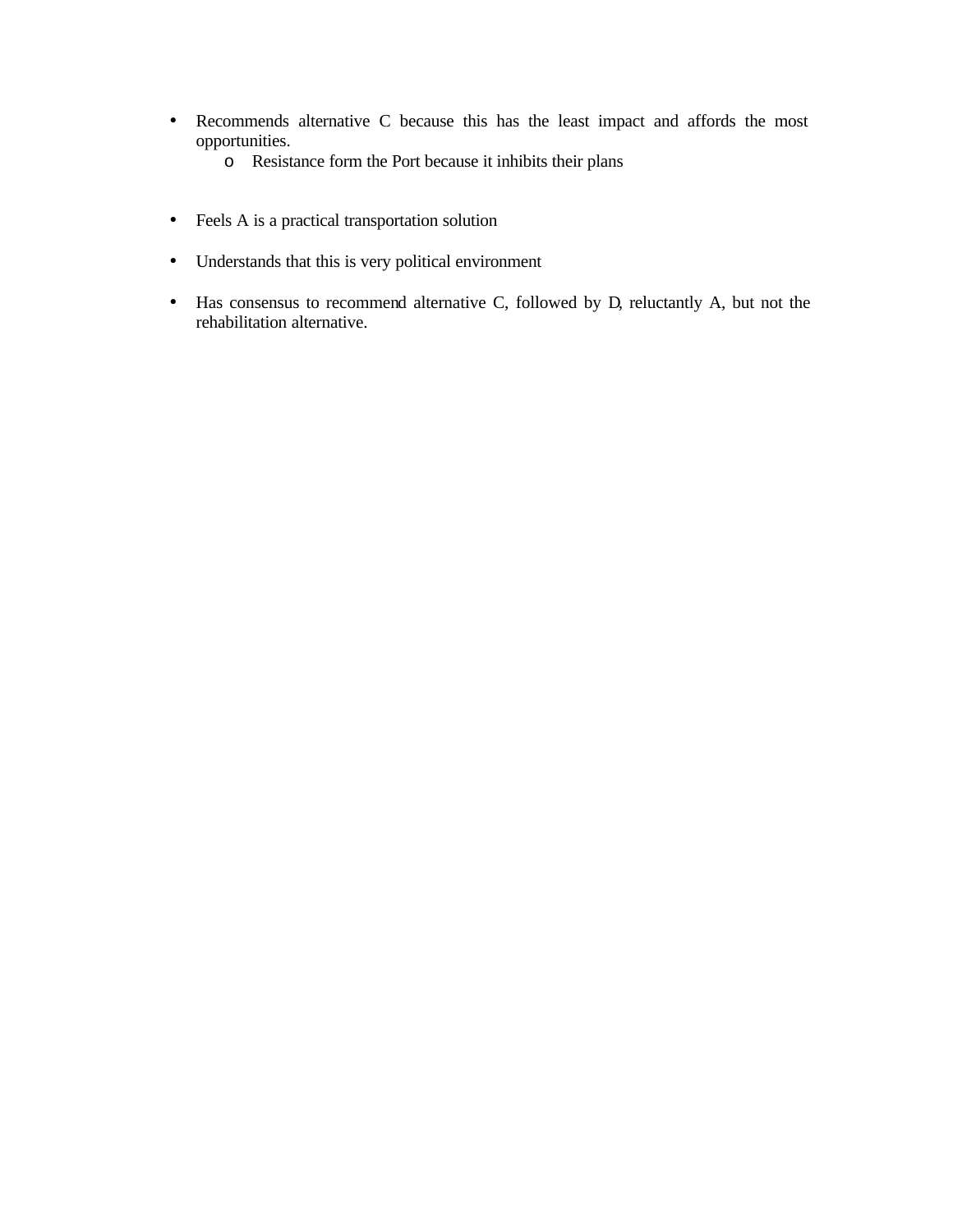- Recommends alternative C because this has the least impact and affords the most opportunities.
  - Resistance form the Port because it inhibits their plans

- Feels A is a practical transportation solution

- Understands that this is very political environment

- Has consensus to recommend alternative C, followed by D, reluctantly A, but not the rehabilitation alternative.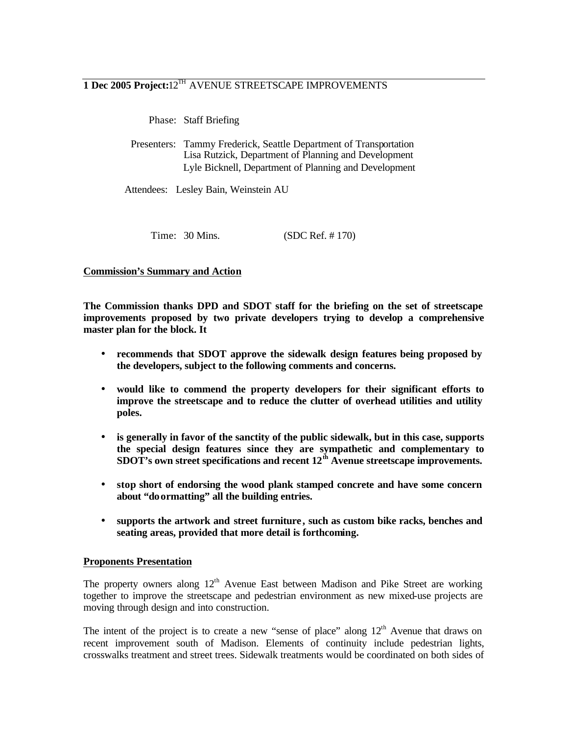**1 Dec 2005 Project:** 12TH AVENUE STREETSCAPE IMPROVEMENTS

Phase: Staff Briefing

Presenters: Tammy Frederick, Seattle Department of Transportation
Lisa Rutzick, Department of Planning and Development
Lyle Bicknell, Department of Planning and Development

Attendees: Lesley Bain, Weinstein AU

Time: 30 Mins. (SDC Ref. # 170)

**Commission's Summary and Action**

**The Commission thanks DPD and SDOT staff for the briefing on the set of streetscape improvements proposed by two private developers trying to develop a comprehensive master plan for the block. It**

- **recommends that SDOT approve the sidewalk design features being proposed by the developers, subject to the following comments and concerns.**
- **would like to commend the property developers for their significant efforts to improve the streetscape and to reduce the clutter of overhead utilities and utility poles.**
- **is generally in favor of the sanctity of the public sidewalk, but in this case, supports the special design features since they are sympathetic and complementary to SDOT's own street specifications and recent 12th Avenue streetscape improvements.**
- **stop short of endorsing the wood plank stamped concrete and have some concern about "doormatting" all the building entries.**
- **supports the artwork and street furniture, such as custom bike racks, benches and seating areas, provided that more detail is forthcoming.**

**Proponents Presentation**

The property owners along 12th Avenue East between Madison and Pike Street are working together to improve the streetscape and pedestrian environment as new mixed-use projects are moving through design and into construction.

The intent of the project is to create a new "sense of place" along 12th Avenue that draws on recent improvement south of Madison. Elements of continuity include pedestrian lights, crosswalks treatment and street trees. Sidewalk treatments would be coordinated on both sides of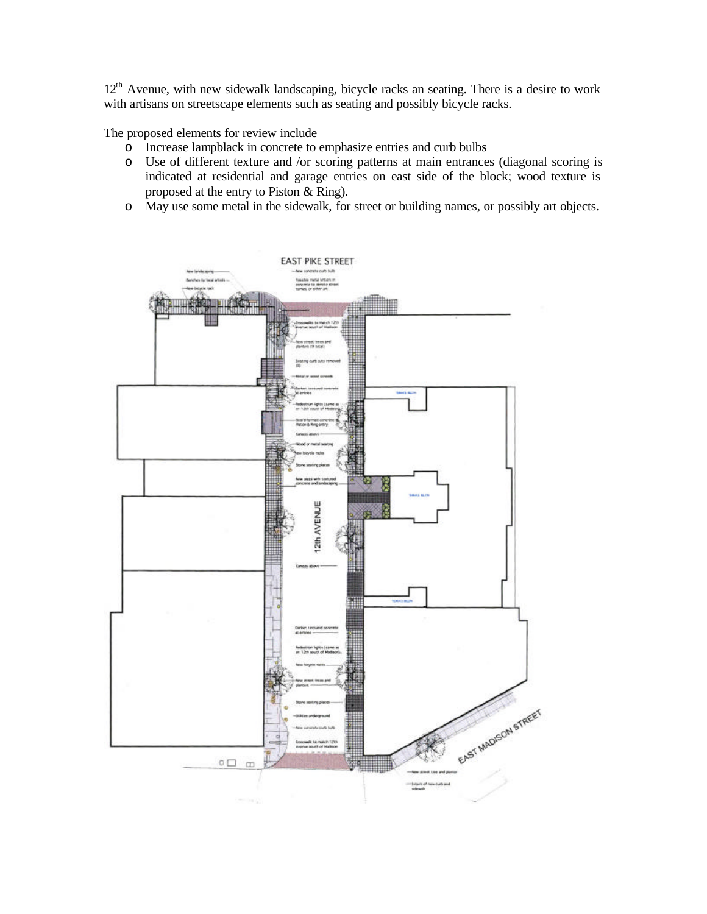12[th] Avenue, with new sidewalk landscaping, bicycle racks an seating. There is a desire to work with artisans on streetscape elements such as seating and possibly bicycle racks.

The proposed elements for review include

- Increase lampblack in concrete to emphasize entries and curb bulbs
- Use of different texture and /or scoring patterns at main entrances (diagonal scoring is indicated at residential and garage entries on east side of the block; wood texture is proposed at the entry to Piston & Ring).
- May use some metal in the sidewalk, for street or building names, or possibly art objects.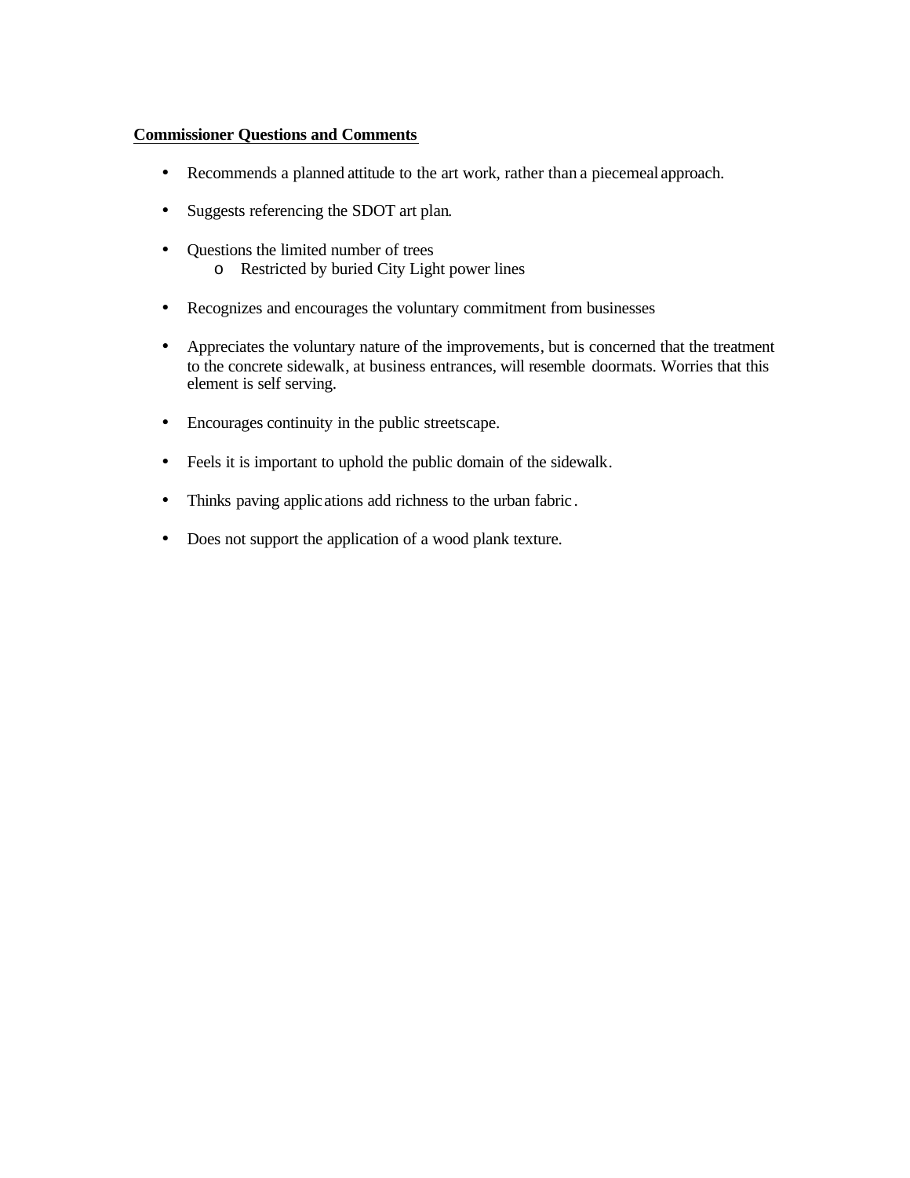**Commentary Questions and Comments**

- Recommends a planned attitude to the art work, rather than a piecemeal approach.
- Suggests referencing the SDOT art plan.
- Questions the limited number of trees
  - Restricted by buried City Light power lines
- Recognizes and encourages the voluntary commitment from businesses
- Appreciates the voluntary nature of the improvements, but is concerned that the treatment to the concrete sidewalk, at business entrances, will resemble doormats. Worries that this element is self serving.
- Encourages continuity in the public streetscape.
- Feels it is important to uphold the public domain of the sidewalk.
- Thinks paving applications add richness to the urban fabric.
- Does not support the application of a wood plank texture.

**Commissioner Questions and Comments**

- Recommends a planned attitude to the art work, rather than a piecemeal approach.
- Suggests referencing the SDOT art plan.
- Questions the limited number of trees
  - Restricted by buried City Light power lines
- Recognizes and encourages the voluntary commitment from businesses
- Appreciates the voluntary nature of the improvements, but is concerned that the treatment to the concrete sidewalk, at business entrances, will resemble doormats. Worries that this element is self serving.
- Encourages continuity in the public streetscape.
- Feels it is important to uphold the public domain of the sidewalk.
- Thinks paving applications add richness to the urban fabric.
- Does not support the application of a wood plank texture.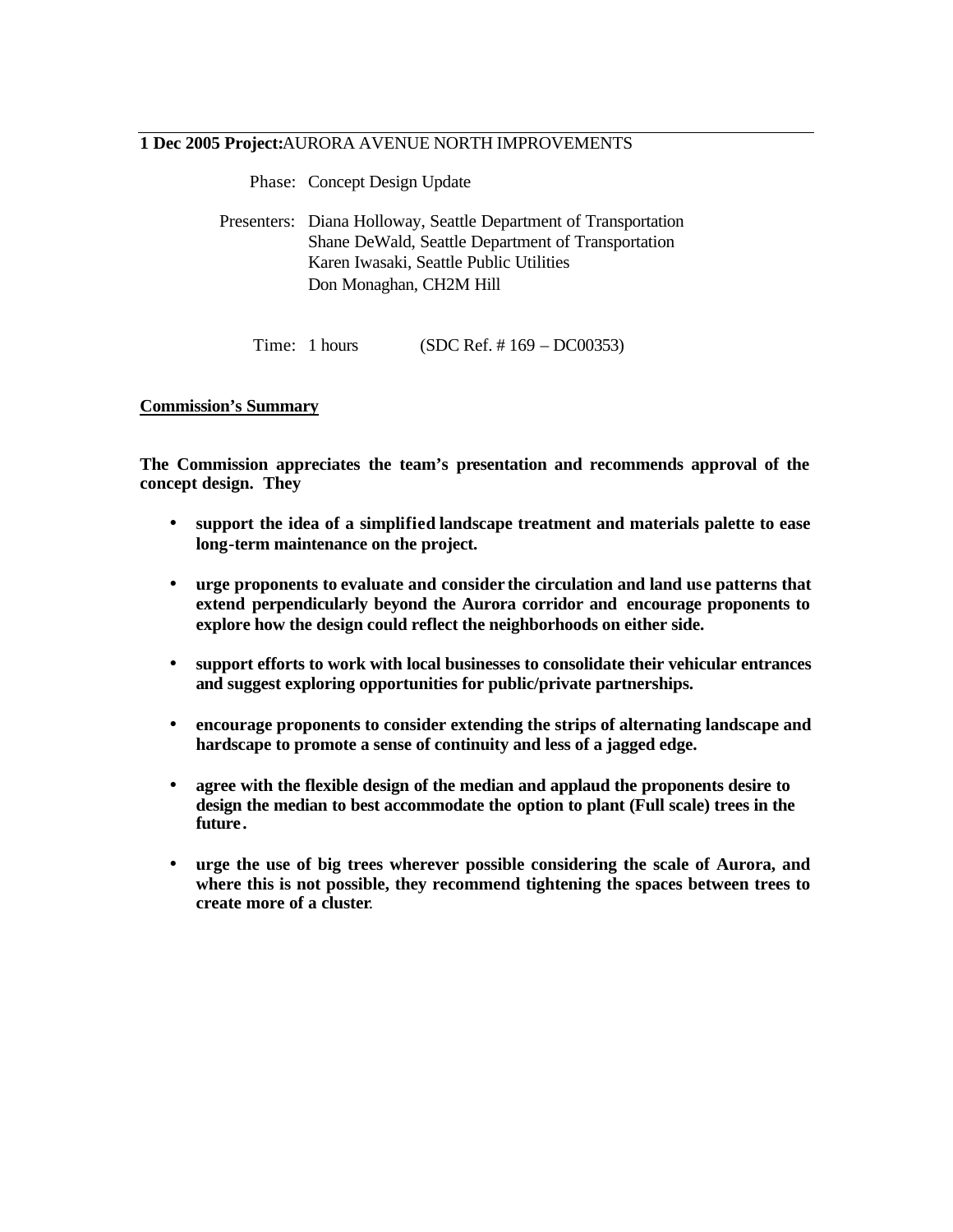**1 Dec 2005 Project:** AURORA AVENUE NORTH IMPROVEMENTS

Phase: Concept Design Update

Presenters: Diana Holloway, Seattle Department of Transportation
Shane DeWald, Seattle Department of Transportation
Karen Iwasaki, Seattle Public Utilities
Don Monaghan, CH2M Hill

Time: 1 hours (SDC Ref. # 169 – DC00353)

**Commission's Summary**

**The Commission appreciates the team's presentation and recommends approval of the concept design. They**

- **support the idea of a simplified landscape treatment and materials palette to ease long-term maintenance on the project.**
- **urge proponents to evaluate and consider the circulation and land use patterns that extend perpendicularly beyond the Aurora corridor and encourage proponents to explore how the design could reflect the neighborhoods on either side.**
- **support efforts to work with local businesses to consolidate their vehicular entrances and suggest exploring opportunities for public/private partnerships.**
- **encourage proponents to consider extending the strips of alternating landscape and hardscape to promote a sense of continuity and less of a jagged edge.**
- **agree with the flexible design of the median and applaud the proponents desire to design the median to best accommodate the option to plant (Full scale) trees in the future.**
- **urge the use of big trees wherever possible considering the scale of Aurora, and where this is not possible, they recommend tightening the spaces between trees to create more of a cluster.**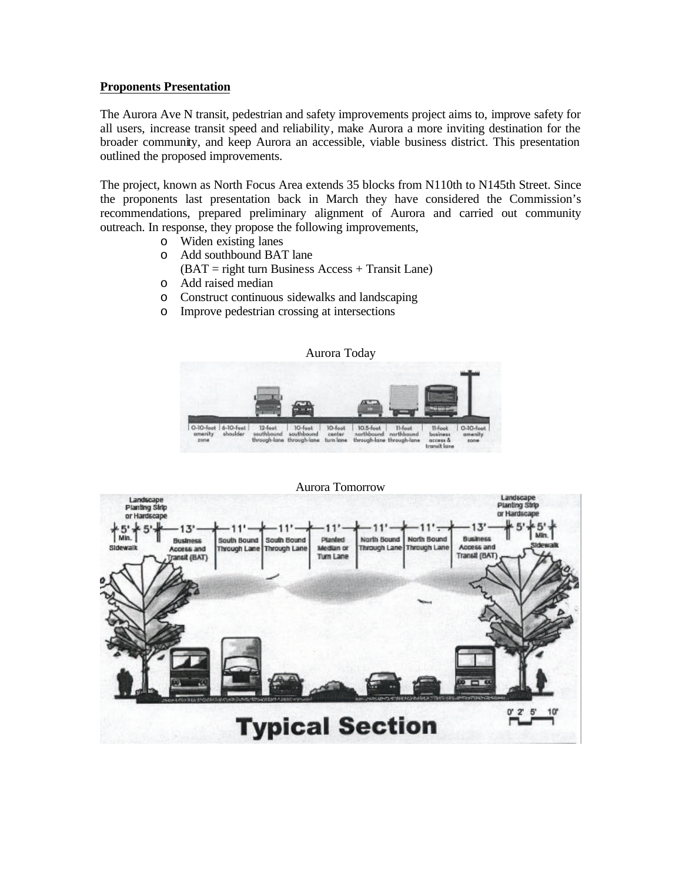**Proponents Presentation**

The Aurora Ave N transit, pedestrian and safety improvements project aims to, improve safety for all users, increase transit speed and reliability, make Aurora a more inviting destination for the broader community, and keep Aurora an accessible, viable business district. This presentation outlined the proposed improvements.

The project, known as North Focus Area extends 35 blocks from N110th to N145th Street. Since the proponents last presentation back in March they have considered the Commission's recommendations, prepared preliminary alignment of Aurora and carried out community outreach. In response, they propose the following improvements,

- Widen existing lanes
- Add southbound BAT lane
  (BAT = right turn Business Access + Transit Lane)
- Add raised median
- Construct continuous sidewalks and landscaping
- Improve pedestrian crossing at intersections

Aurora Today

Aurora Tomorrow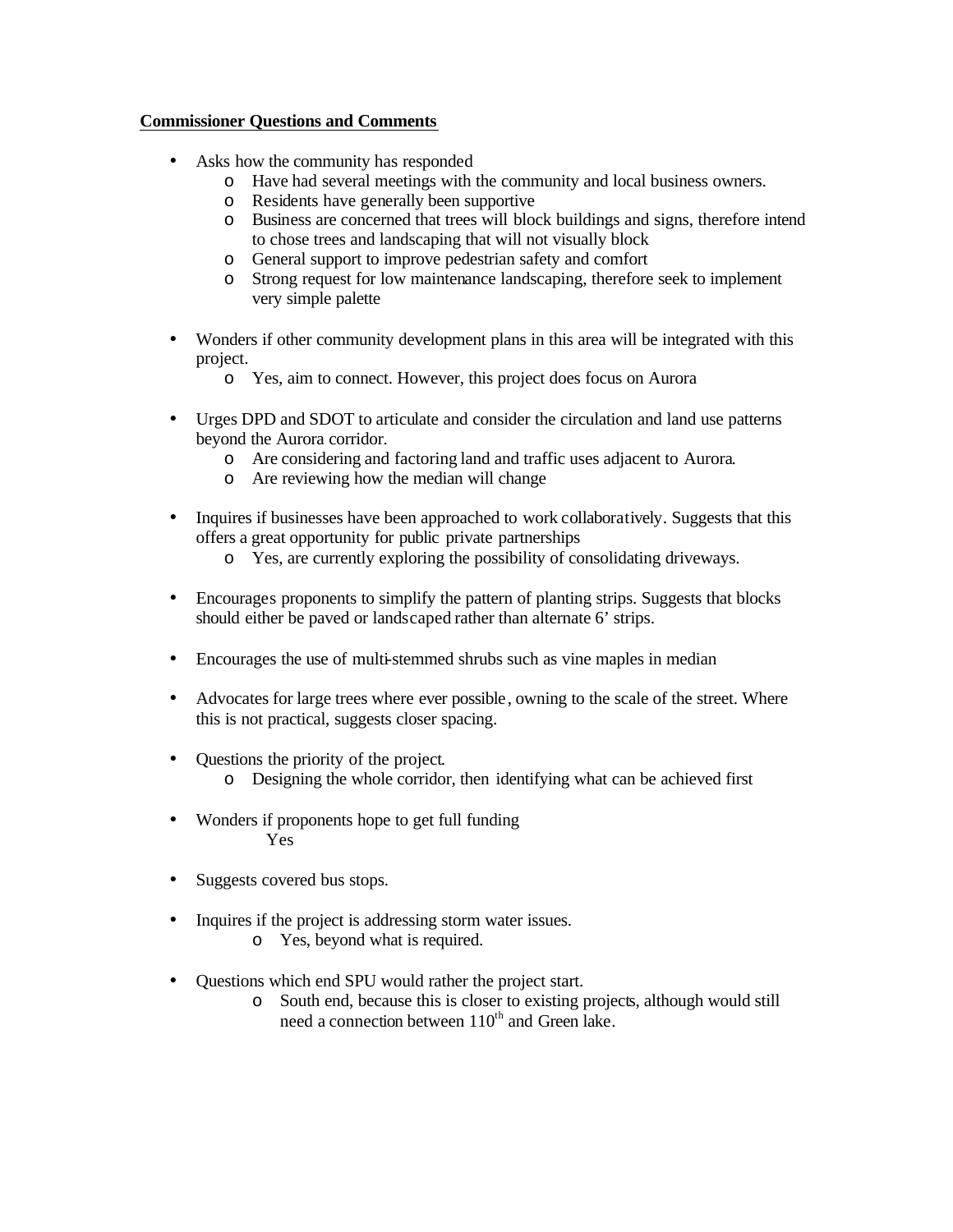**Commissioner Questions and Comments**

- Asks how the community has responded
  - Have had several meetings with the community and local business owners.
  - Residents have generally been supportive
  - Business are concerned that trees will block buildings and signs, therefore intend to chose trees and landscaping that will not visually block
  - General support to improve pedestrian safety and comfort
  - Strong request for low maintenance landscaping, therefore seek to implement very simple palette

- Wonders if other community development plans in this area will be integrated with this project.
  - Yes, aim to connect. However, this project does focus on Aurora

- Urges DPD and SDOT to articulate and consider the circulation and land use patterns beyond the Aurora corridor.
  - Are considering and factoring land and traffic uses adjacent to Aurora.
  - Are reviewing how the median will change

- Inquires if businesses have been approached to work collaboratively. Suggests that this offers a great opportunity for public private partnerships
  - Yes, are currently exploring the possibility of consolidating driveways.

- Encourages proponents to simplify the pattern of planting strips. Suggests that blocks should either be paved or landscaped rather than alternate 6' strips.

- Encourages the use of multi-stemmed shrubs such as vine maples in median

- Advocates for large trees where ever possible, owning to the scale of the street. Where this is not practical, suggests closer spacing.

- Questions the priority of the project.
  - Designing the whole corridor, then identifying what can be achieved first

- Wonders if proponents hope to get full funding
  
  Yes

- Suggests covered bus stops.

- Inquires if the project is addressing storm water issues.
  - Yes, beyond what is required.

- Questions which end SPU would rather the project start.
  - South end, because this is closer to existing projects, although would still need a connection between 110th and Green lake.